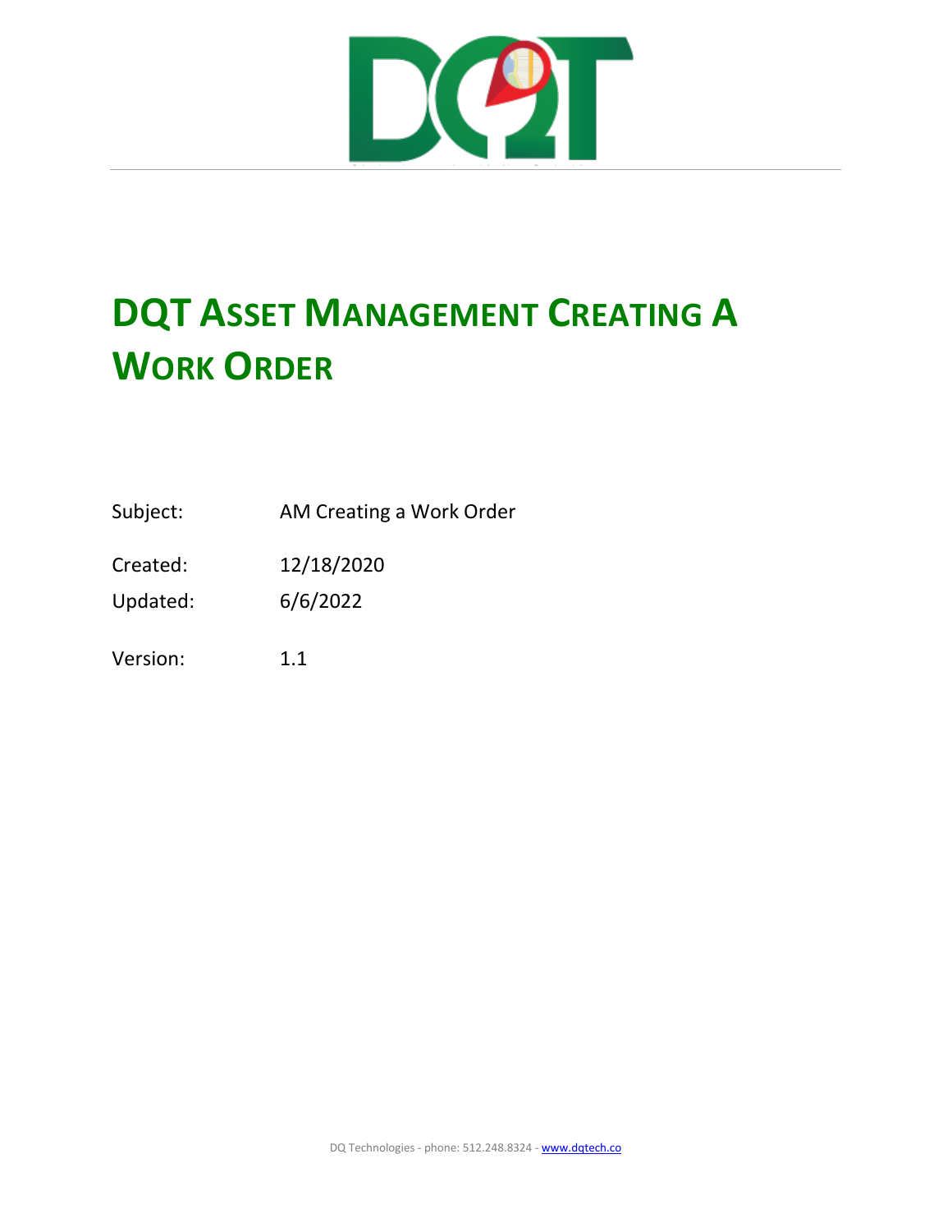# DQT Asset Management Creating a Work Order

Subject: AM Creating a Work Order

Created: 12/18/2020

Updated: 6/6/2022

Version: 1.1

DQ Technologies - phone: 512.248.8324 - www.dqtech.co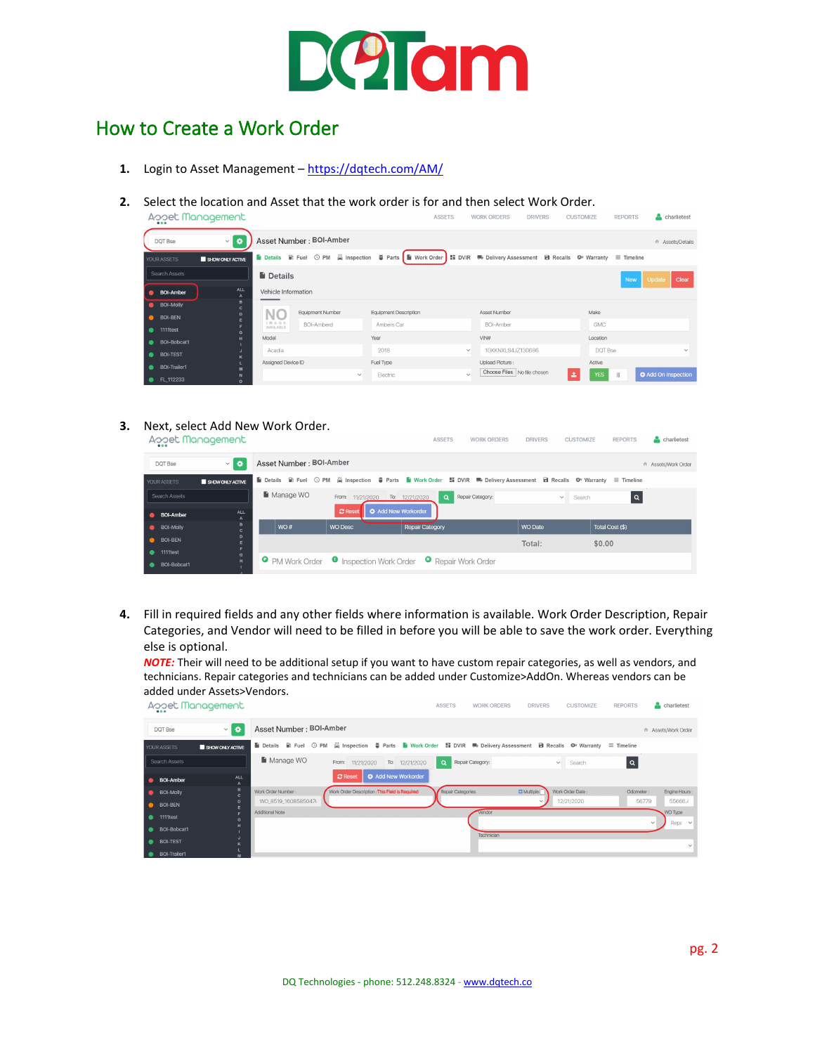# How to Create a Work Order

1. Login to Asset Management – https://dqtech.com/AM/

2. Select the location and Asset that the work order is for and then select Work Order.

3. Next, select Add New Work Order.

4. Fill in required fields and any other fields where information is available. Work Order Description, Repair Categories, and Vendor will need to be filled in before you will be able to save the work order. Everything else is optional.
   ***NOTE:*** Their will need to be additional setup if you want to have custom repair categories, as well as vendors, and technicians. Repair categories and technicians can be added under Customize>AddOn. Whereas vendors can be added under Assets>Vendors.

DQ Technologies - phone: 512.248.8324 - www.dqtech.co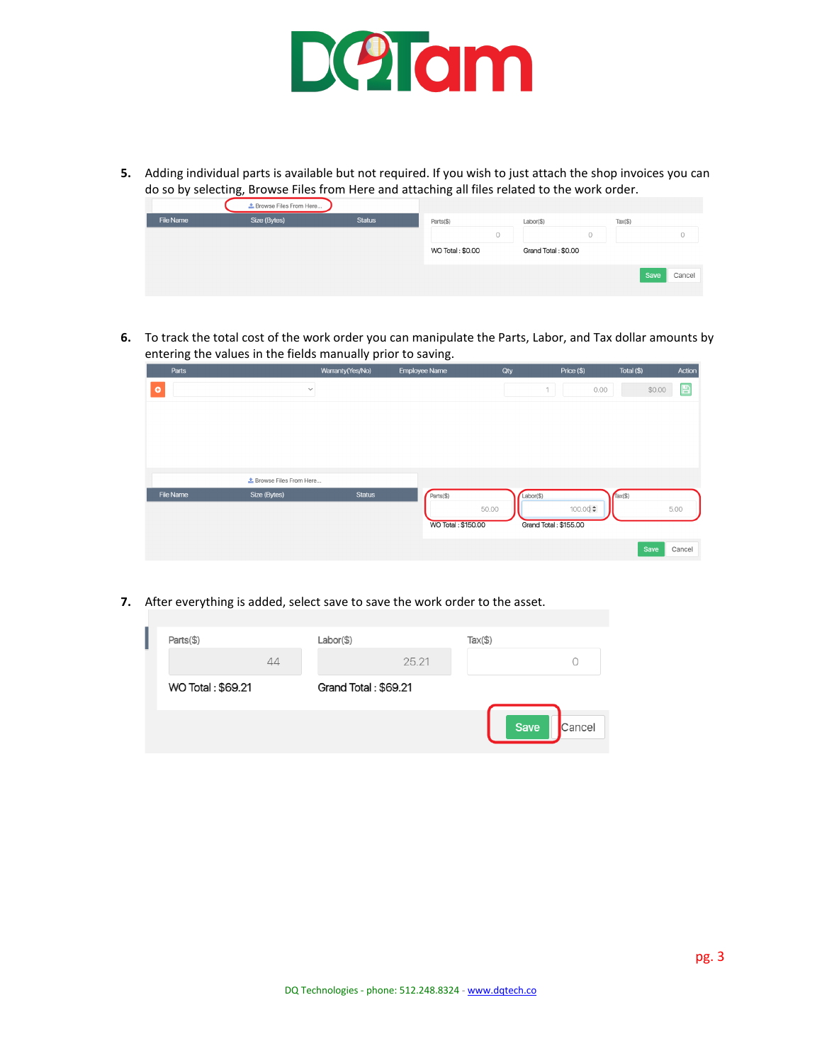5. Adding individual parts is available but not required. If you wish to just attach the shop invoices you can do so by selecting, Browse Files from Here and attaching all files related to the work order.

6. To track the total cost of the work order you can manipulate the Parts, Labor, and Tax dollar amounts by entering the values in the fields manually prior to saving.

7. After everything is added, select save to save the work order to the asset.